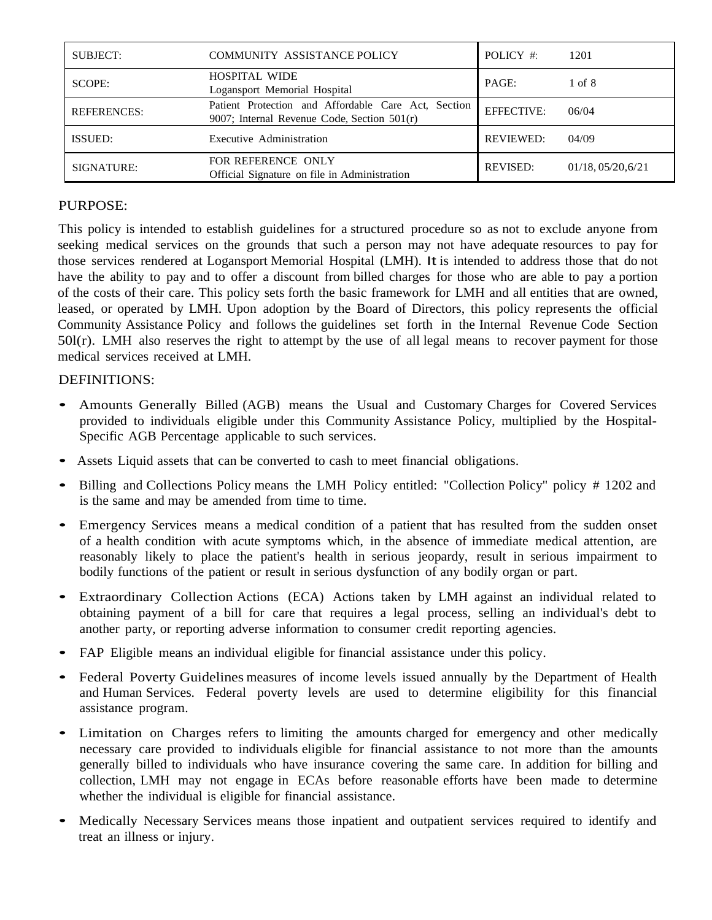| SUBJECT: | COMMUNITY ASSISTANCE POLICY | POLICY #: | 1201 |
|---|---|---|---|
| SCOPE: | HOSPITAL WIDE<br>Logansport Memorial Hospital | PAGE: | 1 of 8 |
| REFERENCES: | Patient Protection and Affordable Care Act, Section 9007; Internal Revenue Code, Section 501(r) | EFFECTIVE: | 06/04 |
| ISSUED: | Executive Administration | REVIEWED: | 04/09 |
| SIGNATURE: | FOR REFERENCE ONLY<br>Official Signature on file in Administration | REVISED: | 01/18, 05/20,6/21 |

## PURPOSE:

This policy is intended to establish guidelines for a structured procedure so as not to exclude anyone from seeking medical services on the grounds that such a person may not have adequate resources to pay for those services rendered at Logansport Memorial Hospital (LMH). It is intended to address those that do not have the ability to pay and to offer a discount from billed charges for those who are able to pay a portion of the costs of their care. This policy sets forth the basic framework for LMH and all entities that are owned, leased, or operated by LMH. Upon adoption by the Board of Directors, this policy represents the official Community Assistance Policy and follows the guidelines set forth in the Internal Revenue Code Section 50l(r). LMH also reserves the right to attempt by the use of all legal means to recover payment for those medical services received at LMH.

## DEFINITIONS:

- Amounts Generally Billed (AGB) means the Usual and Customary Charges for Covered Services provided to individuals eligible under this Community Assistance Policy, multiplied by the Hospital-Specific AGB Percentage applicable to such services.
- Assets Liquid assets that can be converted to cash to meet financial obligations.
- Billing and Collections Policy means the LMH Policy entitled: "Collection Policy" policy # 1202 and is the same and may be amended from time to time.
- Emergency Services means a medical condition of a patient that has resulted from the sudden onset of a health condition with acute symptoms which, in the absence of immediate medical attention, are reasonably likely to place the patient's health in serious jeopardy, result in serious impairment to bodily functions of the patient or result in serious dysfunction of any bodily organ or part.
- Extraordinary Collection Actions (ECA) Actions taken by LMH against an individual related to obtaining payment of a bill for care that requires a legal process, selling an individual's debt to another party, or reporting adverse information to consumer credit reporting agencies.
- FAP Eligible means an individual eligible for financial assistance under this policy.
- Federal Poverty Guidelines measures of income levels issued annually by the Department of Health and Human Services. Federal poverty levels are used to determine eligibility for this financial assistance program.
- Limitation on Charges refers to limiting the amounts charged for emergency and other medically necessary care provided to individuals eligible for financial assistance to not more than the amounts generally billed to individuals who have insurance covering the same care. In addition for billing and collection, LMH may not engage in ECAs before reasonable efforts have been made to determine whether the individual is eligible for financial assistance.
- Medically Necessary Services means those inpatient and outpatient services required to identify and treat an illness or injury.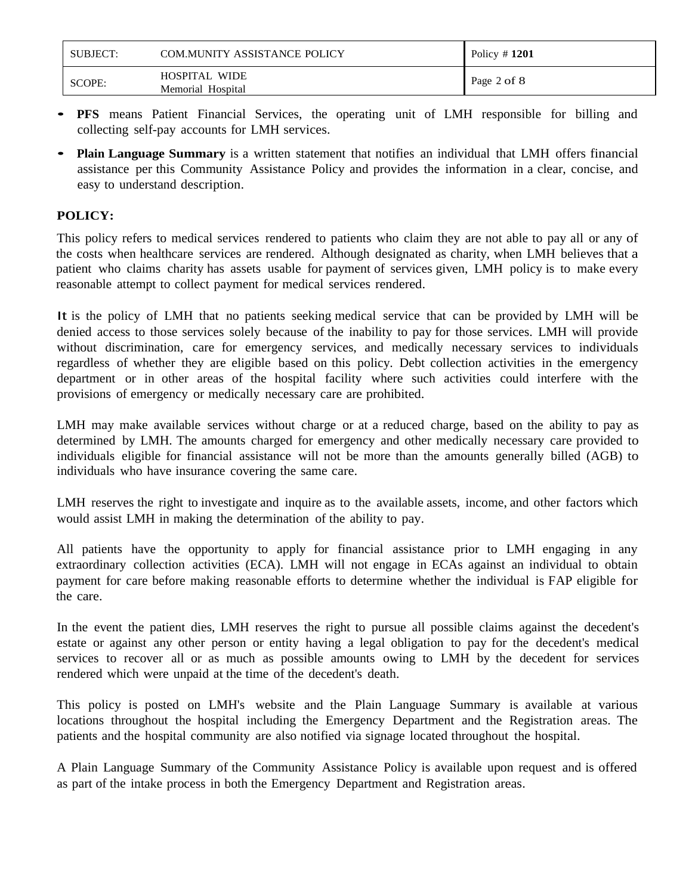- **PFS** means Patient Financial Services, the operating unit of LMH responsible for billing and collecting self-pay accounts for LMH services.
- **Plain Language Summary** is a written statement that notifies an individual that LMH offers financial assistance per this Community Assistance Policy and provides the information in a clear, concise, and easy to understand description.

**POLICY:**

This policy refers to medical services rendered to patients who claim they are not able to pay all or any of the costs when healthcare services are rendered. Although designated as charity, when LMH believes that a patient who claims charity has assets usable for payment of services given, LMH policy is to make every reasonable attempt to collect payment for medical services rendered.

It is the policy of LMH that no patients seeking medical service that can be provided by LMH will be denied access to those services solely because of the inability to pay for those services. LMH will provide without discrimination, care for emergency services, and medically necessary services to individuals regardless of whether they are eligible based on this policy. Debt collection activities in the emergency department or in other areas of the hospital facility where such activities could interfere with the provisions of emergency or medically necessary care are prohibited.

LMH may make available services without charge or at a reduced charge, based on the ability to pay as determined by LMH. The amounts charged for emergency and other medically necessary care provided to individuals eligible for financial assistance will not be more than the amounts generally billed (AGB) to individuals who have insurance covering the same care.

LMH reserves the right to investigate and inquire as to the available assets, income, and other factors which would assist LMH in making the determination of the ability to pay.

All patients have the opportunity to apply for financial assistance prior to LMH engaging in any extraordinary collection activities (ECA). LMH will not engage in ECAs against an individual to obtain payment for care before making reasonable efforts to determine whether the individual is FAP eligible for the care.

In the event the patient dies, LMH reserves the right to pursue all possible claims against the decedent's estate or against any other person or entity having a legal obligation to pay for the decedent's medical services to recover all or as much as possible amounts owing to LMH by the decedent for services rendered which were unpaid at the time of the decedent's death.

This policy is posted on LMH's website and the Plain Language Summary is available at various locations throughout the hospital including the Emergency Department and the Registration areas. The patients and the hospital community are also notified via signage located throughout the hospital.

A Plain Language Summary of the Community Assistance Policy is available upon request and is offered as part of the intake process in both the Emergency Department and Registration areas.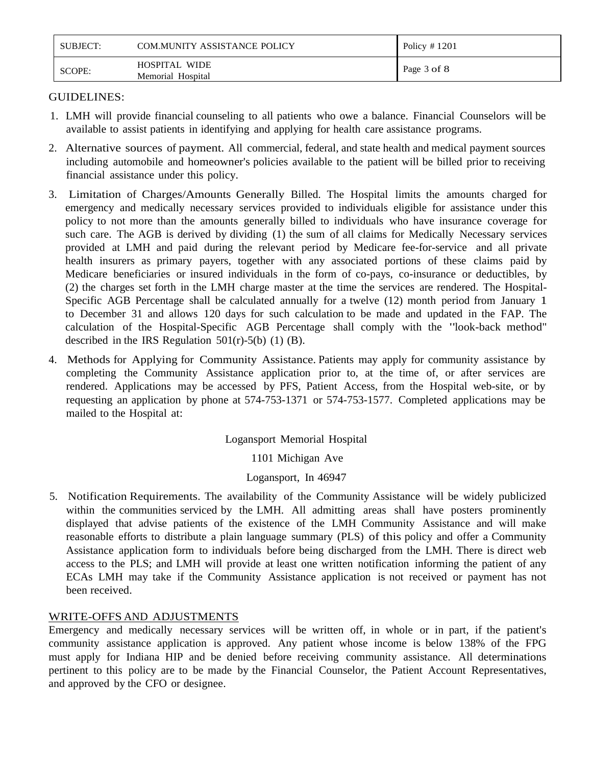GUIDELINES:

1. LMH will provide financial counseling to all patients who owe a balance. Financial Counselors will be available to assist patients in identifying and applying for health care assistance programs.

2. Alternative sources of payment. All commercial, federal, and state health and medical payment sources including automobile and homeowner's policies available to the patient will be billed prior to receiving financial assistance under this policy.

3. Limitation of Charges/Amounts Generally Billed. The Hospital limits the amounts charged for emergency and medically necessary services provided to individuals eligible for assistance under this policy to not more than the amounts generally billed to individuals who have insurance coverage for such care. The AGB is derived by dividing (1) the sum of all claims for Medically Necessary services provided at LMH and paid during the relevant period by Medicare fee-for-service and all private health insurers as primary payers, together with any associated portions of these claims paid by Medicare beneficiaries or insured individuals in the form of co-pays, co-insurance or deductibles, by (2) the charges set forth in the LMH charge master at the time the services are rendered. The Hospital-Specific AGB Percentage shall be calculated annually for a twelve (12) month period from January 1 to December 31 and allows 120 days for such calculation to be made and updated in the FAP. The calculation of the Hospital-Specific AGB Percentage shall comply with the "look-back method" described in the IRS Regulation 501(r)-5(b) (1) (B).

4. Methods for Applying for Community Assistance. Patients may apply for community assistance by completing the Community Assistance application prior to, at the time of, or after services are rendered. Applications may be accessed by PFS, Patient Access, from the Hospital web-site, or by requesting an application by phone at 574-753-1371 or 574-753-1577. Completed applications may be mailed to the Hospital at:

   Logansport Memorial Hospital

   1101 Michigan Ave

   Logansport, In 46947

5. Notification Requirements. The availability of the Community Assistance will be widely publicized within the communities serviced by the LMH. All admitting areas shall have posters prominently displayed that advise patients of the existence of the LMH Community Assistance and will make reasonable efforts to distribute a plain language summary (PLS) of this policy and offer a Community Assistance application form to individuals before being discharged from the LMH. There is direct web access to the PLS; and LMH will provide at least one written notification informing the patient of any ECAs LMH may take if the Community Assistance application is not received or payment has not been received.

WRITE-OFFS AND ADJUSTMENTS

Emergency and medically necessary services will be written off, in whole or in part, if the patient's community assistance application is approved. Any patient whose income is below 138% of the FPG must apply for Indiana HIP and be denied before receiving community assistance. All determinations pertinent to this policy are to be made by the Financial Counselor, the Patient Account Representatives, and approved by the CFO or designee.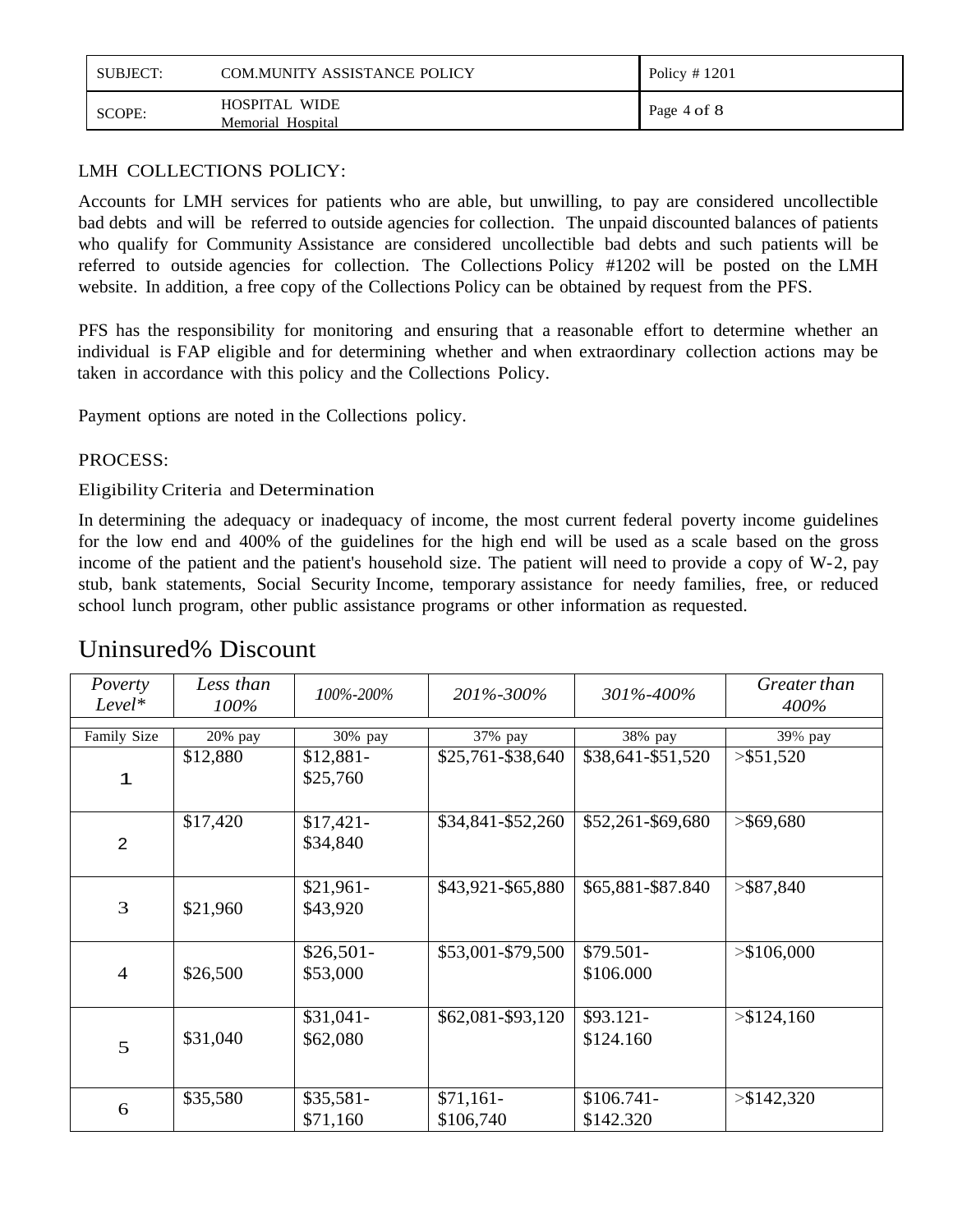| SUBJECT: | COM.MUNITY ASSISTANCE POLICY | Policy # 1201 |
| --- | --- | --- |
| SCOPE: | HOSPITAL WIDE Memorial Hospital | Page 4 of 8 |

LMH COLLECTIONS POLICY:

Accounts for LMH services for patients who are able, but unwilling, to pay are considered uncollectible bad debts and will be referred to outside agencies for collection. The unpaid discounted balances of patients who qualify for Community Assistance are considered uncollectible bad debts and such patients will be referred to outside agencies for collection. The Collections Policy #1202 will be posted on the LMH website. In addition, a free copy of the Collections Policy can be obtained by request from the PFS.

PFS has the responsibility for monitoring and ensuring that a reasonable effort to determine whether an individual is FAP eligible and for determining whether and when extraordinary collection actions may be taken in accordance with this policy and the Collections Policy.

Payment options are noted in the Collections policy.

PROCESS:

Eligibility Criteria and Determination

In determining the adequacy or inadequacy of income, the most current federal poverty income guidelines for the low end and 400% of the guidelines for the high end will be used as a scale based on the gross income of the patient and the patient's household size. The patient will need to provide a copy of W-2, pay stub, bank statements, Social Security Income, temporary assistance for needy families, free, or reduced school lunch program, other public assistance programs or other information as requested.

## Uninsured% Discount

| *Poverty Level** | *Less than 100%* | *100%-200%* | *201%-300%* | *301%-400%* | *Greater than 400%* |
| --- | --- | --- | --- | --- | --- |
| Family Size | 20% pay | 30% pay | 37% pay | 38% pay | 39% pay |
| 1 | $12,880 | $12,881-$25,760 | $25,761-$38,640 | $38,641-$51,520 | >$51,520 |
| 2 | $17,420 | $17,421-$34,840 | $34,841-$52,260 | $52,261-$69,680 | >$69,680 |
| 3 | $21,960 | $21,961-$43,920 | $43,921-$65,880 | $65,881-$87.840 | >$87,840 |
| 4 | $26,500 | $26,501-$53,000 | $53,001-$79,500 | $79.501-$106.000 | >$106,000 |
| 5 | $31,040 | $31,041-$62,080 | $62,081-$93,120 | $93.121-$124.160 | >$124,160 |
| 6 | $35,580 | $35,581-$71,160 | $71,161-$106,740 | $106.741-$142.320 | >$142,320 |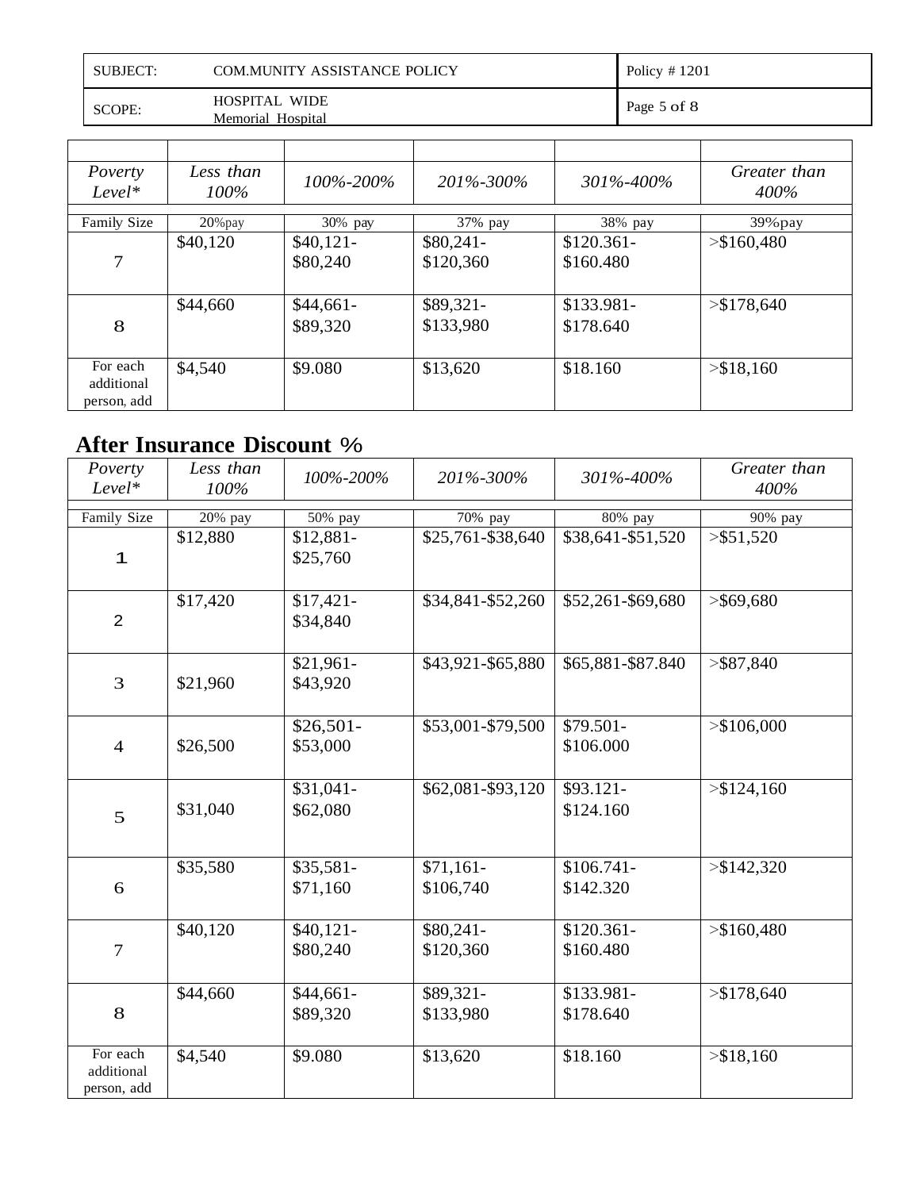| Poverty Level* | Less than 100% | 100%-200% | 201%-300% | 301%-400% | Greater than 400% |
|---|---|---|---|---|---|
| Family Size | 20%pay | 30% pay | 37% pay | 38% pay | 39%pay |
| 7 | $40,120 | $40,121-$80,240 | $80,241-$120,360 | $120.361-$160.480 | >$160,480 |
| 8 | $44,660 | $44,661-$89,320 | $89,321-$133,980 | $133.981-$178.640 | >$178,640 |
| For each additional person, add | $4,540 | $9.080 | $13,620 | $18.160 | >$18,160 |

## After Insurance Discount %

| Poverty Level* | Less than 100% | 100%-200% | 201%-300% | 301%-400% | Greater than 400% |
|---|---|---|---|---|---|
| Family Size | 20% pay | 50% pay | 70% pay | 80% pay | 90% pay |
| 1 | $12,880 | $12,881-$25,760 | $25,761-$38,640 | $38,641-$51,520 | >$51,520 |
| 2 | $17,420 | $17,421-$34,840 | $34,841-$52,260 | $52,261-$69,680 | >$69,680 |
| 3 | $21,960 | $21,961-$43,920 | $43,921-$65,880 | $65,881-$87.840 | >$87,840 |
| 4 | $26,500 | $26,501-$53,000 | $53,001-$79,500 | $79.501-$106.000 | >$106,000 |
| 5 | $31,040 | $31,041-$62,080 | $62,081-$93,120 | $93.121-$124.160 | >$124,160 |
| 6 | $35,580 | $35,581-$71,160 | $71,161-$106,740 | $106.741-$142.320 | >$142,320 |
| 7 | $40,120 | $40,121-$80,240 | $80,241-$120,360 | $120.361-$160.480 | >$160,480 |
| 8 | $44,660 | $44,661-$89,320 | $89,321-$133,980 | $133.981-$178.640 | >$178,640 |
| For each additional person, add | $4,540 | $9.080 | $13,620 | $18.160 | >$18,160 |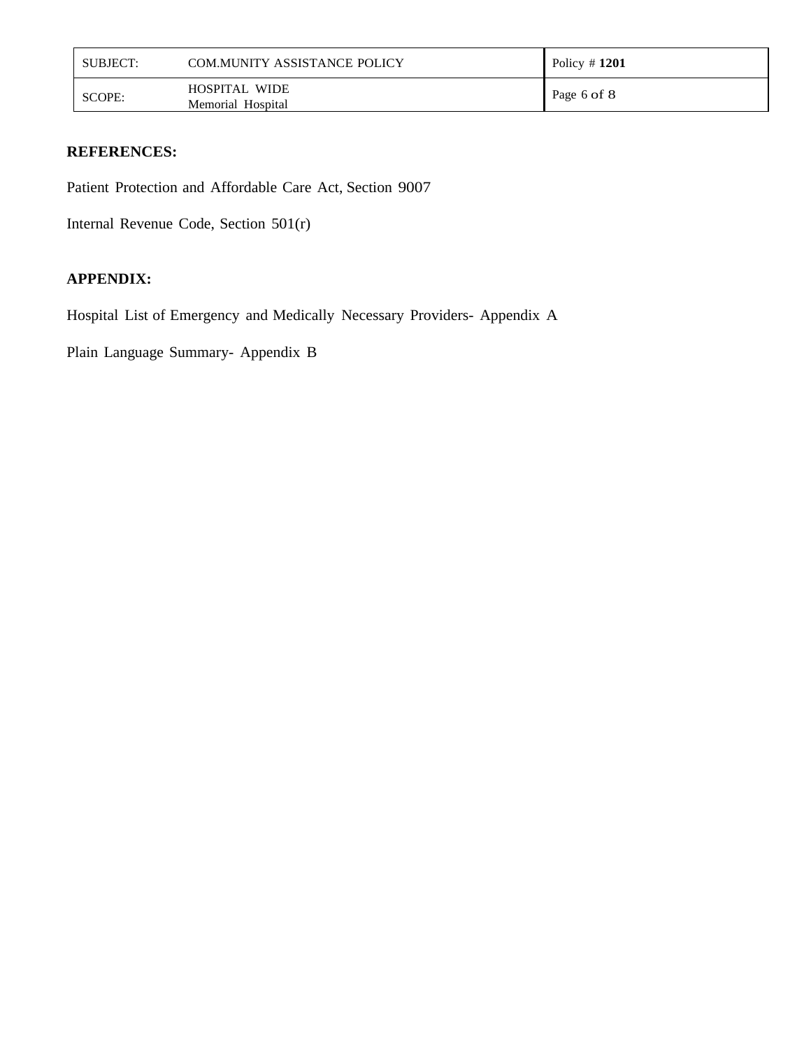**REFERENCES:**

Patient Protection and Affordable Care Act, Section 9007

Internal Revenue Code, Section 501(r)

**APPENDIX:**

Hospital List of Emergency and Medically Necessary Providers- Appendix A

Plain Language Summary- Appendix B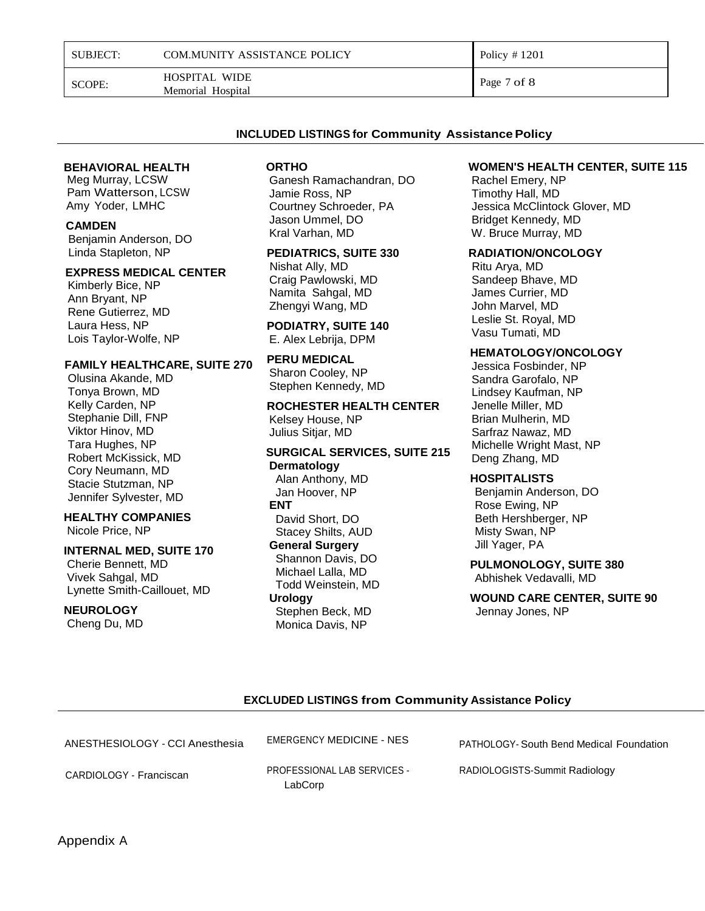| SUBJECT: | COM.MUNITY ASSISTANCE POLICY | Policy # 1201 |
|---|---|---|
| SCOPE: | HOSPITAL WIDE<br>Memorial Hospital | |

## INCLUDED LISTINGS for Community Assistance Policy

**BEHAVIORAL HEALTH**
Meg Murray, LCSW
Pam Watterson, LCSW
Amy Yoder, LMHC

**CAMDEN**
Benjamin Anderson, DO
Linda Stapleton, NP

**EXPRESS MEDICAL CENTER**
Kimberly Bice, NP
Ann Bryant, NP
Rene Gutierrez, MD
Laura Hess, NP
Lois Taylor-Wolfe, NP

**FAMILY HEALTHCARE, SUITE 270**
Olusina Akande, MD
Tonya Brown, MD
Kelly Carden, NP
Stephanie Dill, FNP
Viktor Hinov, MD
Tara Hughes, NP
Robert McKissick, MD
Cory Neumann, MD
Stacie Stutzman, NP
Jennifer Sylvester, MD

**HEALTHY COMPANIES**
Nicole Price, NP

**INTERNAL MED, SUITE 170**
Cherie Bennett, MD
Vivek Sahgal, MD
Lynette Smith-Caillouet, MD

**NEUROLOGY**
Cheng Du, MD

**ORTHO**
Ganesh Ramachandran, DO
Jamie Ross, NP
Courtney Schroeder, PA
Jason Ummel, DO
Kral Varhan, MD

**PEDIATRICS, SUITE 330**
Nishat Ally, MD
Craig Pawlowski, MD
Namita Sahgal, MD
Zhengyi Wang, MD

**PODIATRY, SUITE 140**
E. Alex Lebrija, DPM

**PERU MEDICAL**
Sharon Cooley, NP
Stephen Kennedy, MD

**ROCHESTER HEALTH CENTER**
Kelsey House, NP
Julius Sitjar, MD

**SURGICAL SERVICES, SUITE 215**

**Dermatology**
Alan Anthony, MD
Jan Hoover, NP

**ENT**
David Short, DO
Stacey Shilts, AUD

**General Surgery**
Shannon Davis, DO
Michael Lalla, MD
Todd Weinstein, MD

**Urology**
Stephen Beck, MD
Monica Davis, NP

**WOMEN'S HEALTH CENTER, SUITE 115**
Rachel Emery, NP
Timothy Hall, MD
Jessica McClintock Glover, MD
Bridget Kennedy, MD
W. Bruce Murray, MD

**RADIATION/ONCOLOGY**
Ritu Arya, MD
Sandeep Bhave, MD
James Currier, MD
John Marvel, MD
Leslie St. Royal, MD
Vasu Tumati, MD

**HEMATOLOGY/ONCOLOGY**
Jessica Fosbinder, NP
Sandra Garofalo, NP
Lindsey Kaufman, NP
Jenelle Miller, MD
Brian Mulherin, MD
Sarfraz Nawaz, MD
Michelle Wright Mast, NP
Deng Zhang, MD

**HOSPITALISTS**
Benjamin Anderson, DO
Rose Ewing, NP
Beth Hershberger, NP
Misty Swan, NP
Jill Yager, PA

**PULMONOLOGY, SUITE 380**
Abhishek Vedavalli, MD

**WOUND CARE CENTER, SUITE 90**
Jennay Jones, NP

## EXCLUDED LISTINGS from Community Assistance Policy

ANESTHESIOLOGY - CCI Anesthesia

CARDIOLOGY - Franciscan

EMERGENCY MEDICINE - NES

PROFESSIONAL LAB SERVICES - LabCorp

PATHOLOGY- South Bend Medical Foundation

RADIOLOGISTS-Summit Radiology

Appendix A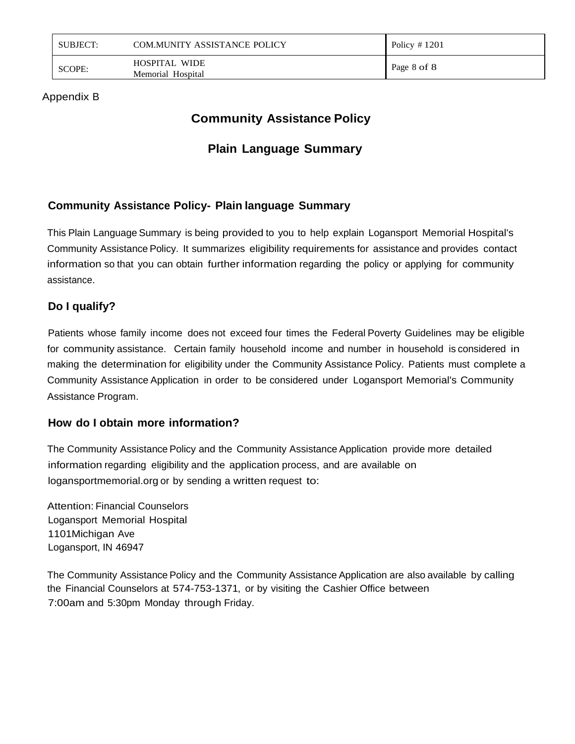Appendix B

# Community Assistance Policy

## Plain Language Summary

### Community Assistance Policy- Plain language Summary

This Plain Language Summary is being provided to you to help explain Logansport Memorial Hospital's Community Assistance Policy. It summarizes eligibility requirements for assistance and provides contact information so that you can obtain further information regarding the policy or applying for community assistance.

### Do I qualify?

Patients whose family income does not exceed four times the Federal Poverty Guidelines may be eligible for community assistance. Certain family household income and number in household is considered in making the determination for eligibility under the Community Assistance Policy. Patients must complete a Community Assistance Application in order to be considered under Logansport Memorial's Community Assistance Program.

### How do I obtain more information?

The Community Assistance Policy and the Community Assistance Application provide more detailed information regarding eligibility and the application process, and are available on logansportmemorial.org or by sending a written request to:

Attention: Financial Counselors
Logansport Memorial Hospital
1101Michigan Ave
Logansport, IN 46947

The Community Assistance Policy and the Community Assistance Application are also available by calling the Financial Counselors at 574-753-1371, or by visiting the Cashier Office between 7:00am and 5:30pm Monday through Friday.